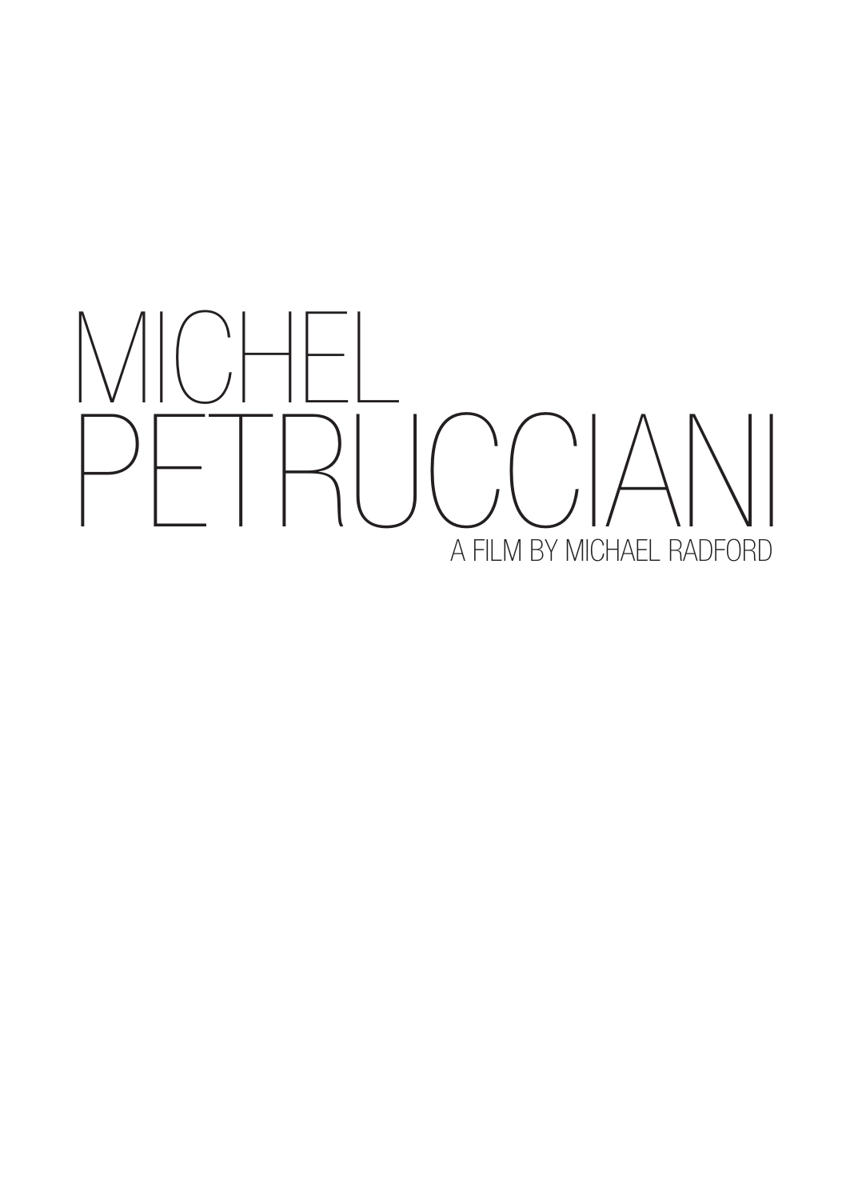# MICHEL PETRUCCIANI

A FILM BY MICHAEL RADFORD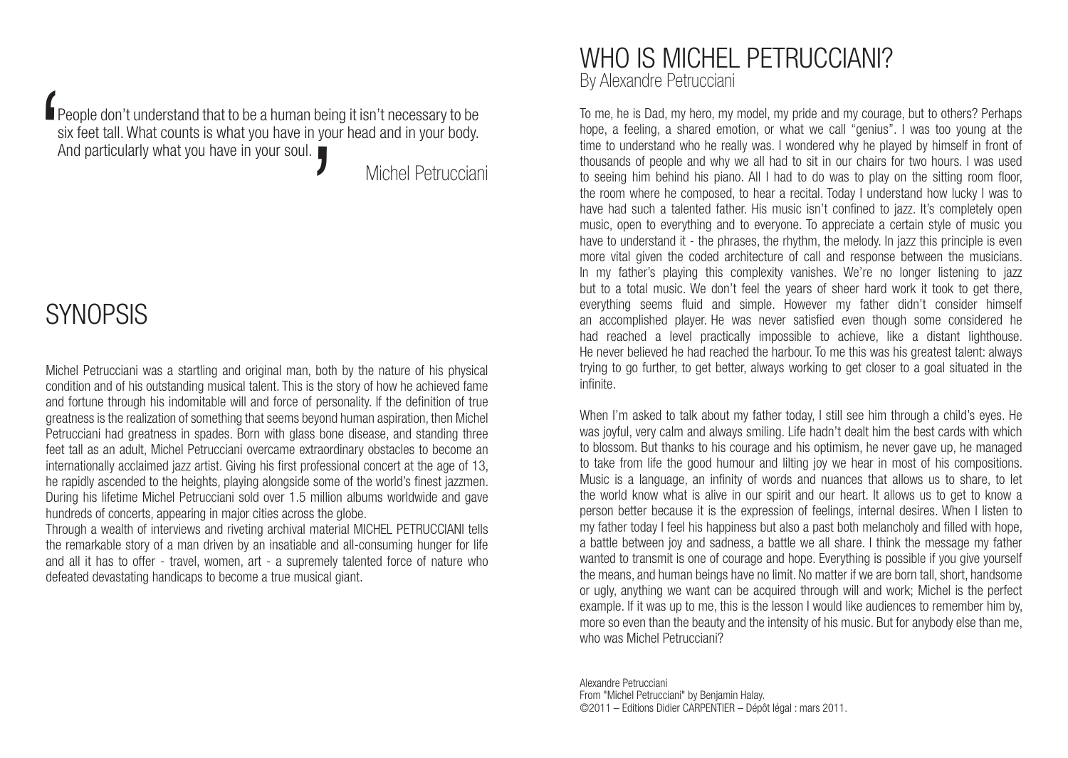> People don't understand that to be a human being it isn't necessary to be six feet tall. What counts is what you have in your head and in your body. And particularly what you have in your soul.
>
> Michel Petrucciani

# SYNOPSIS

Michel Petrucciani was a startling and original man, both by the nature of his physical condition and of his outstanding musical talent. This is the story of how he achieved fame and fortune through his indomitable will and force of personality. If the definition of true greatness is the realization of something that seems beyond human aspiration, then Michel Petrucciani had greatness in spades. Born with glass bone disease, and standing three feet tall as an adult, Michel Petrucciani overcame extraordinary obstacles to become an internationally acclaimed jazz artist. Giving his first professional concert at the age of 13, he rapidly ascended to the heights, playing alongside some of the world's finest jazzmen. During his lifetime Michel Petrucciani sold over 1.5 million albums worldwide and gave hundreds of concerts, appearing in major cities across the globe.

Through a wealth of interviews and riveting archival material MICHEL PETRUCCIANI tells the remarkable story of a man driven by an insatiable and all-consuming hunger for life and all it has to offer - travel, women, art - a supremely talented force of nature who defeated devastating handicaps to become a true musical giant.

# WHO IS MICHEL PETRUCCIANI?

By Alexandre Petrucciani

To me, he is Dad, my hero, my model, my pride and my courage, but to others? Perhaps hope, a feeling, a shared emotion, or what we call "genius". I was too young at the time to understand who he really was. I wondered why he played by himself in front of thousands of people and why we all had to sit in our chairs for two hours. I was used to seeing him behind his piano. All I had to do was to play on the sitting room floor, the room where he composed, to hear a recital. Today I understand how lucky I was to have had such a talented father. His music isn't confined to jazz. It's completely open music, open to everything and to everyone. To appreciate a certain style of music you have to understand it - the phrases, the rhythm, the melody. In jazz this principle is even more vital given the coded architecture of call and response between the musicians. In my father's playing this complexity vanishes. We're no longer listening to jazz but to a total music. We don't feel the years of sheer hard work it took to get there, everything seems fluid and simple. However my father didn't consider himself an accomplished player. He was never satisfied even though some considered he had reached a level practically impossible to achieve, like a distant lighthouse. He never believed he had reached the harbour. To me this was his greatest talent: always trying to go further, to get better, always working to get closer to a goal situated in the infinite.

When I'm asked to talk about my father today, I still see him through a child's eyes. He was joyful, very calm and always smiling. Life hadn't dealt him the best cards with which to blossom. But thanks to his courage and his optimism, he never gave up, he managed to take from life the good humour and lilting joy we hear in most of his compositions. Music is a language, an infinity of words and nuances that allows us to share, to let the world know what is alive in our spirit and our heart. It allows us to get to know a person better because it is the expression of feelings, internal desires. When I listen to my father today I feel his happiness but also a past both melancholy and filled with hope, a battle between joy and sadness, a battle we all share. I think the message my father wanted to transmit is one of courage and hope. Everything is possible if you give yourself the means, and human beings have no limit. No matter if we are born tall, short, handsome or ugly, anything we want can be acquired through will and work; Michel is the perfect example. If it was up to me, this is the lesson I would like audiences to remember him by, more so even than the beauty and the intensity of his music. But for anybody else than me, who was Michel Petrucciani?

Alexandre Petrucciani
From "Michel Petrucciani" by Benjamin Halay.
©2011 – Editions Didier CARPENTIER – Dépôt légal : mars 2011.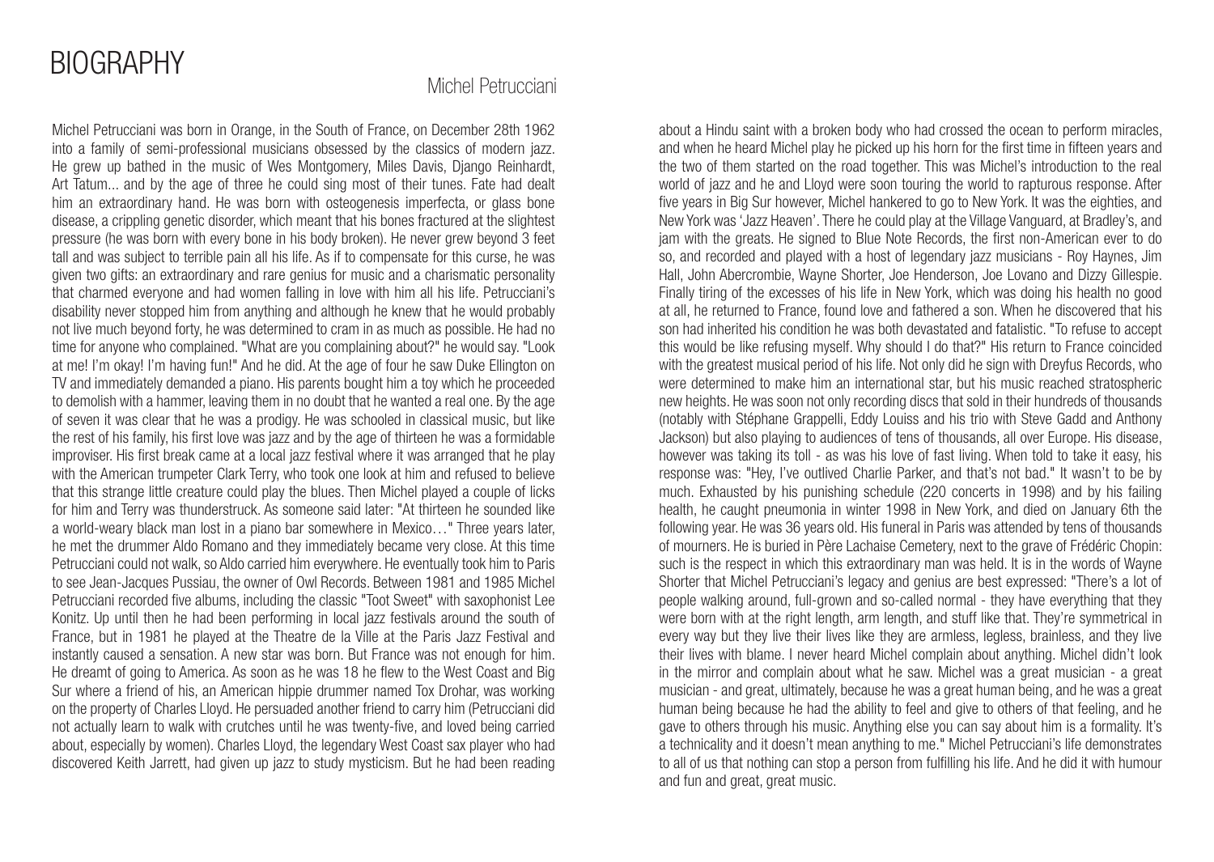# BIOGRAPHY

## Michel Petrucciani

Michel Petrucciani was born in Orange, in the South of France, on December 28th 1962 into a family of semi-professional musicians obsessed by the classics of modern jazz. He grew up bathed in the music of Wes Montgomery, Miles Davis, Django Reinhardt, Art Tatum... and by the age of three he could sing most of their tunes. Fate had dealt him an extraordinary hand. He was born with osteogenesis imperfecta, or glass bone disease, a crippling genetic disorder, which meant that his bones fractured at the slightest pressure (he was born with every bone in his body broken). He never grew beyond 3 feet tall and was subject to terrible pain all his life. As if to compensate for this curse, he was given two gifts: an extraordinary and rare genius for music and a charismatic personality that charmed everyone and had women falling in love with him all his life. Petrucciani's disability never stopped him from anything and although he knew that he would probably not live much beyond forty, he was determined to cram in as much as possible. He had no time for anyone who complained. "What are you complaining about?" he would say. "Look at me! I'm okay! I'm having fun!" And he did. At the age of four he saw Duke Ellington on TV and immediately demanded a piano. His parents bought him a toy which he proceeded to demolish with a hammer, leaving them in no doubt that he wanted a real one. By the age of seven it was clear that he was a prodigy. He was schooled in classical music, but like the rest of his family, his first love was jazz and by the age of thirteen he was a formidable improviser. His first break came at a local jazz festival where it was arranged that he play with the American trumpeter Clark Terry, who took one look at him and refused to believe that this strange little creature could play the blues. Then Michel played a couple of licks for him and Terry was thunderstruck. As someone said later: "At thirteen he sounded like a world-weary black man lost in a piano bar somewhere in Mexico…" Three years later, he met the drummer Aldo Romano and they immediately became very close. At this time Petrucciani could not walk, so Aldo carried him everywhere. He eventually took him to Paris to see Jean-Jacques Pussiau, the owner of Owl Records. Between 1981 and 1985 Michel Petrucciani recorded five albums, including the classic "Toot Sweet" with saxophonist Lee Konitz. Up until then he had been performing in local jazz festivals around the south of France, but in 1981 he played at the Theatre de la Ville at the Paris Jazz Festival and instantly caused a sensation. A new star was born. But France was not enough for him. He dreamt of going to America. As soon as he was 18 he flew to the West Coast and Big Sur where a friend of his, an American hippie drummer named Tox Drohar, was working on the property of Charles Lloyd. He persuaded another friend to carry him (Petrucciani did not actually learn to walk with crutches until he was twenty-five, and loved being carried about, especially by women). Charles Lloyd, the legendary West Coast sax player who had discovered Keith Jarrett, had given up jazz to study mysticism. But he had been reading about a Hindu saint with a broken body who had crossed the ocean to perform miracles, and when he heard Michel play he picked up his horn for the first time in fifteen years and the two of them started on the road together. This was Michel's introduction to the real world of jazz and he and Lloyd were soon touring the world to rapturous response. After five years in Big Sur however, Michel hankered to go to New York. It was the eighties, and New York was 'Jazz Heaven'. There he could play at the Village Vanguard, at Bradley's, and jam with the greats. He signed to Blue Note Records, the first non-American ever to do so, and recorded and played with a host of legendary jazz musicians - Roy Haynes, Jim Hall, John Abercrombie, Wayne Shorter, Joe Henderson, Joe Lovano and Dizzy Gillespie. Finally tiring of the excesses of his life in New York, which was doing his health no good at all, he returned to France, found love and fathered a son. When he discovered that his son had inherited his condition he was both devastated and fatalistic. "To refuse to accept this would be like refusing myself. Why should I do that?" His return to France coincided with the greatest musical period of his life. Not only did he sign with Dreyfus Records, who were determined to make him an international star, but his music reached stratospheric new heights. He was soon not only recording discs that sold in their hundreds of thousands (notably with Stéphane Grappelli, Eddy Louiss and his trio with Steve Gadd and Anthony Jackson) but also playing to audiences of tens of thousands, all over Europe. His disease, however was taking its toll - as was his love of fast living. When told to take it easy, his response was: "Hey, I've outlived Charlie Parker, and that's not bad." It wasn't to be by much. Exhausted by his punishing schedule (220 concerts in 1998) and by his failing health, he caught pneumonia in winter 1998 in New York, and died on January 6th the following year. He was 36 years old. His funeral in Paris was attended by tens of thousands of mourners. He is buried in Père Lachaise Cemetery, next to the grave of Frédéric Chopin: such is the respect in which this extraordinary man was held. It is in the words of Wayne Shorter that Michel Petrucciani's legacy and genius are best expressed: "There's a lot of people walking around, full-grown and so-called normal - they have everything that they were born with at the right length, arm length, and stuff like that. They're symmetrical in every way but they live their lives like they are armless, legless, brainless, and they live their lives with blame. I never heard Michel complain about anything. Michel didn't look in the mirror and complain about what he saw. Michel was a great musician - a great musician - and great, ultimately, because he was a great human being, and he was a great human being because he had the ability to feel and give to others of that feeling, and he gave to others through his music. Anything else you can say about him is a formality. It's a technicality and it doesn't mean anything to me." Michel Petrucciani's life demonstrates to all of us that nothing can stop a person from fulfilling his life. And he did it with humour and fun and great, great music.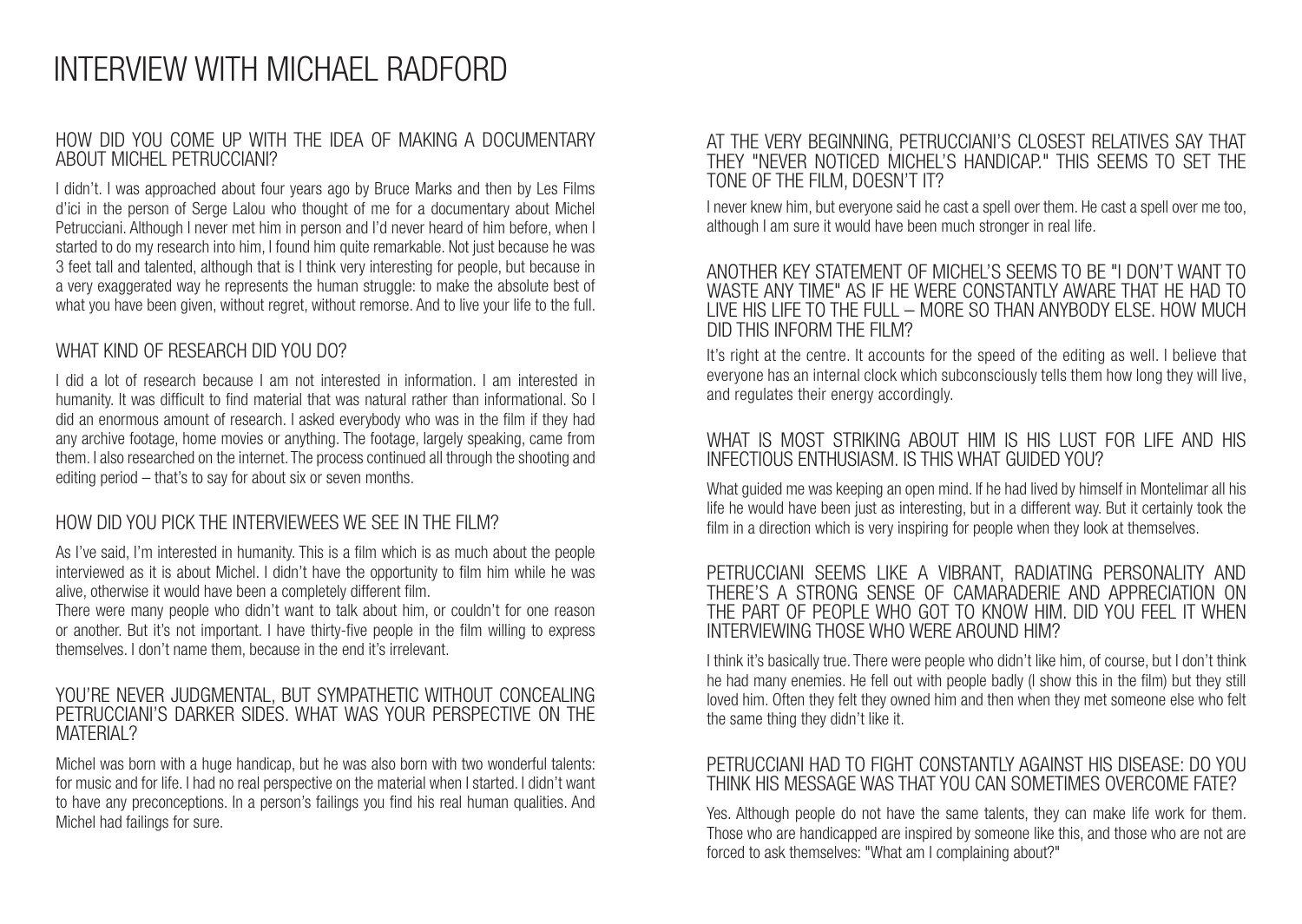# INTERVIEW WITH MICHAEL RADFORD

### HOW DID YOU COME UP WITH THE IDEA OF MAKING A DOCUMENTARY ABOUT MICHEL PETRUCCIANI?

I didn't. I was approached about four years ago by Bruce Marks and then by Les Films d'ici in the person of Serge Lalou who thought of me for a documentary about Michel Petrucciani. Although I never met him in person and I'd never heard of him before, when I started to do my research into him, I found him quite remarkable. Not just because he was 3 feet tall and talented, although that is I think very interesting for people, but because in a very exaggerated way he represents the human struggle: to make the absolute best of what you have been given, without regret, without remorse. And to live your life to the full.

### WHAT KIND OF RESEARCH DID YOU DO?

I did a lot of research because I am not interested in information. I am interested in humanity. It was difficult to find material that was natural rather than informational. So I did an enormous amount of research. I asked everybody who was in the film if they had any archive footage, home movies or anything. The footage, largely speaking, came from them. I also researched on the internet. The process continued all through the shooting and editing period – that's to say for about six or seven months.

### HOW DID YOU PICK THE INTERVIEWEES WE SEE IN THE FILM?

As I've said, I'm interested in humanity. This is a film which is as much about the people interviewed as it is about Michel. I didn't have the opportunity to film him while he was alive, otherwise it would have been a completely different film.

There were many people who didn't want to talk about him, or couldn't for one reason or another. But it's not important. I have thirty-five people in the film willing to express themselves. I don't name them, because in the end it's irrelevant.

### YOU'RE NEVER JUDGMENTAL, BUT SYMPATHETIC WITHOUT CONCEALING PETRUCCIANI'S DARKER SIDES. WHAT WAS YOUR PERSPECTIVE ON THE MATERIAL?

Michel was born with a huge handicap, but he was also born with two wonderful talents: for music and for life. I had no real perspective on the material when I started. I didn't want to have any preconceptions. In a person's failings you find his real human qualities. And Michel had failings for sure.

### AT THE VERY BEGINNING, PETRUCCIANI'S CLOSEST RELATIVES SAY THAT THEY "NEVER NOTICED MICHEL'S HANDICAP." THIS SEEMS TO SET THE TONE OF THE FILM, DOESN'T IT?

I never knew him, but everyone said he cast a spell over them. He cast a spell over me too, although I am sure it would have been much stronger in real life.

### ANOTHER KEY STATEMENT OF MICHEL'S SEEMS TO BE "I DON'T WANT TO WASTE ANY TIME" AS IF HE WERE CONSTANTLY AWARE THAT HE HAD TO LIVE HIS LIFE TO THE FULL – MORE SO THAN ANYBODY ELSE. HOW MUCH DID THIS INFORM THE FILM?

It's right at the centre. It accounts for the speed of the editing as well. I believe that everyone has an internal clock which subconsciously tells them how long they will live, and regulates their energy accordingly.

### WHAT IS MOST STRIKING ABOUT HIM IS HIS LUST FOR LIFE AND HIS INFECTIOUS ENTHUSIASM. IS THIS WHAT GUIDED YOU?

What guided me was keeping an open mind. If he had lived by himself in Montelimar all his life he would have been just as interesting, but in a different way. But it certainly took the film in a direction which is very inspiring for people when they look at themselves.

### PETRUCCIANI SEEMS LIKE A VIBRANT, RADIATING PERSONALITY AND THERE'S A STRONG SENSE OF CAMARADERIE AND APPRECIATION ON THE PART OF PEOPLE WHO GOT TO KNOW HIM. DID YOU FEEL IT WHEN INTERVIEWING THOSE WHO WERE AROUND HIM?

I think it's basically true. There were people who didn't like him, of course, but I don't think he had many enemies. He fell out with people badly (I show this in the film) but they still loved him. Often they felt they owned him and then when they met someone else who felt the same thing they didn't like it.

### PETRUCCIANI HAD TO FIGHT CONSTANTLY AGAINST HIS DISEASE: DO YOU THINK HIS MESSAGE WAS THAT YOU CAN SOMETIMES OVERCOME FATE?

Yes. Although people do not have the same talents, they can make life work for them. Those who are handicapped are inspired by someone like this, and those who are not are forced to ask themselves: "What am I complaining about?"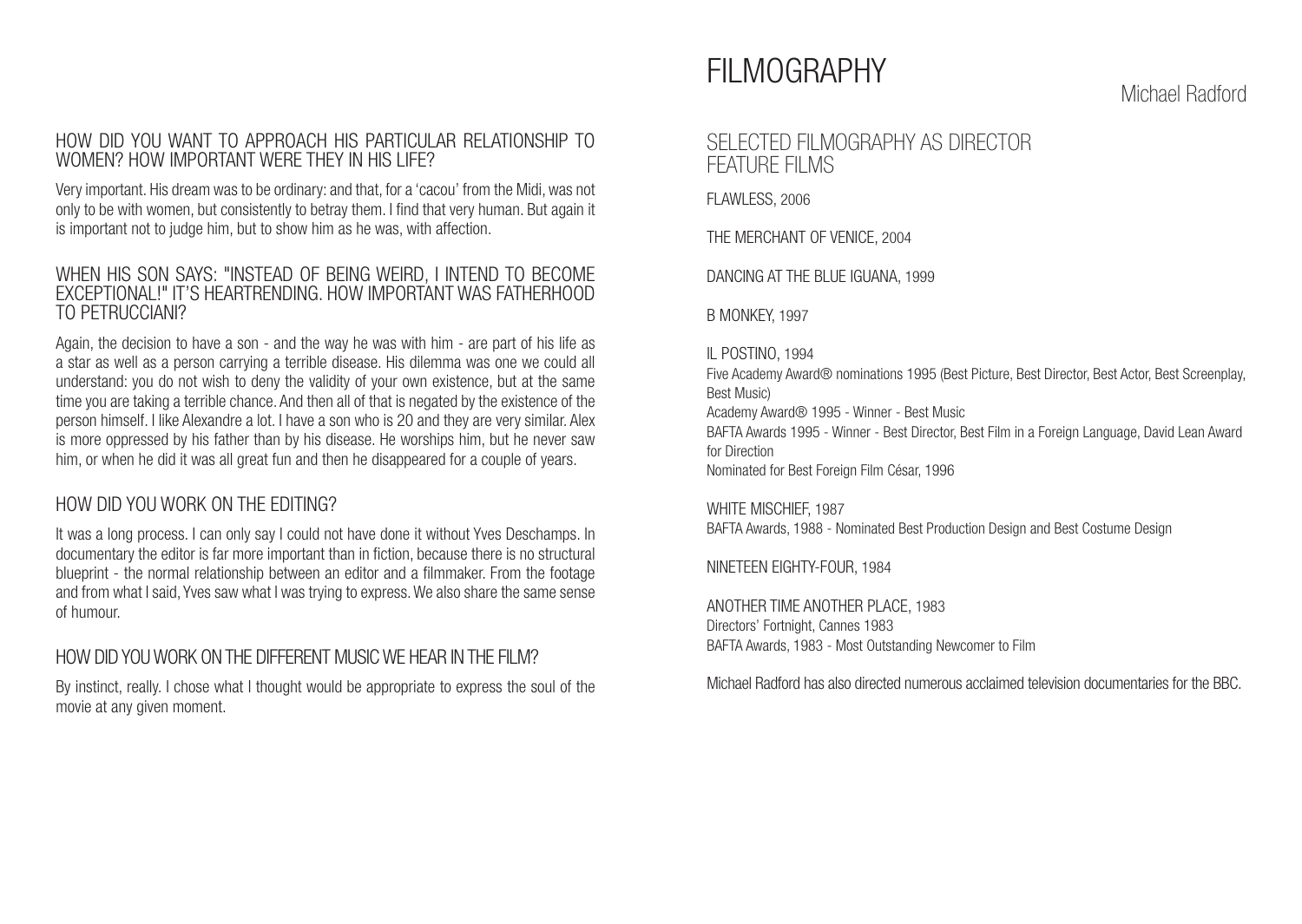### HOW DID YOU WANT TO APPROACH HIS PARTICULAR RELATIONSHIP TO WOMEN? HOW IMPORTANT WERE THEY IN HIS LIFE?

Very important. His dream was to be ordinary: and that, for a 'cacou' from the Midi, was not only to be with women, but consistently to betray them. I find that very human. But again it is important not to judge him, but to show him as he was, with affection.

### WHEN HIS SON SAYS: "INSTEAD OF BEING WEIRD, I INTEND TO BECOME EXCEPTIONAL!" IT'S HEARTRENDING. HOW IMPORTANT WAS FATHERHOOD TO PETRUCCIANI?

Again, the decision to have a son - and the way he was with him - are part of his life as a star as well as a person carrying a terrible disease. His dilemma was one we could all understand: you do not wish to deny the validity of your own existence, but at the same time you are taking a terrible chance. And then all of that is negated by the existence of the person himself. I like Alexandre a lot. I have a son who is 20 and they are very similar. Alex is more oppressed by his father than by his disease. He worships him, but he never saw him, or when he did it was all great fun and then he disappeared for a couple of years.

### HOW DID YOU WORK ON THE EDITING?

It was a long process. I can only say I could not have done it without Yves Deschamps. In documentary the editor is far more important than in fiction, because there is no structural blueprint - the normal relationship between an editor and a filmmaker. From the footage and from what I said, Yves saw what I was trying to express. We also share the same sense of humour.

### HOW DID YOU WORK ON THE DIFFERENT MUSIC WE HEAR IN THE FILM?

By instinct, really. I chose what I thought would be appropriate to express the soul of the movie at any given moment.

# FILMOGRAPHY

Michael Radford

## SELECTED FILMOGRAPHY AS DIRECTOR FEATURE FILMS

FLAWLESS, 2006

THE MERCHANT OF VENICE, 2004

DANCING AT THE BLUE IGUANA, 1999

B MONKEY, 1997

IL POSTINO, 1994
Five Academy Award® nominations 1995 (Best Picture, Best Director, Best Actor, Best Screenplay, Best Music)
Academy Award® 1995 - Winner - Best Music
BAFTA Awards 1995 - Winner - Best Director, Best Film in a Foreign Language, David Lean Award for Direction
Nominated for Best Foreign Film César, 1996

WHITE MISCHIEF, 1987
BAFTA Awards, 1988 - Nominated Best Production Design and Best Costume Design

NINETEEN EIGHTY-FOUR, 1984

ANOTHER TIME ANOTHER PLACE, 1983
Directors' Fortnight, Cannes 1983
BAFTA Awards, 1983 - Most Outstanding Newcomer to Film

Michael Radford has also directed numerous acclaimed television documentaries for the BBC.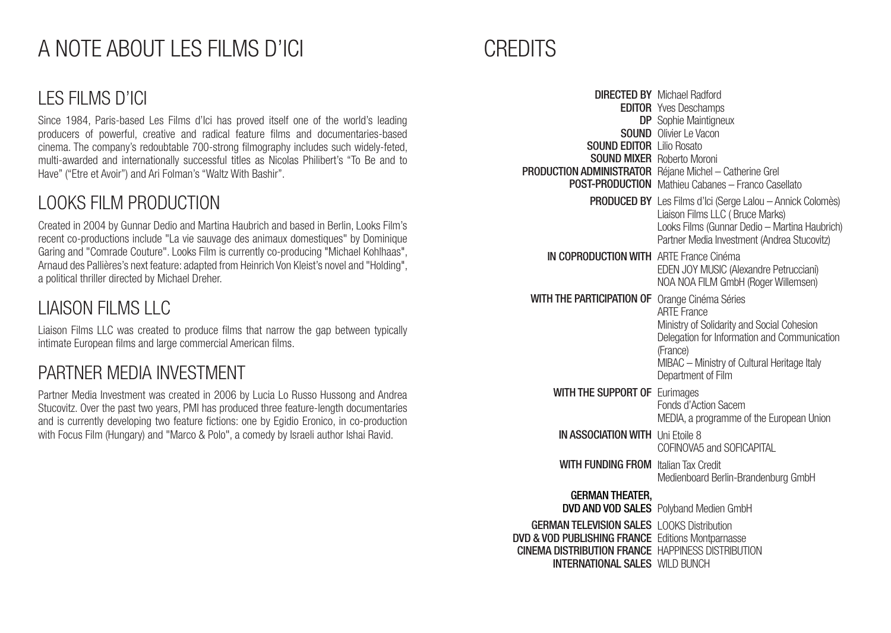# A NOTE ABOUT LES FILMS D'ICI

## LES FILMS D'ICI

Since 1984, Paris-based Les Films d'Ici has proved itself one of the world's leading producers of powerful, creative and radical feature films and documentaries-based cinema. The company's redoubtable 700-strong filmography includes such widely-feted, multi-awarded and internationally successful titles as Nicolas Philibert's "To Be and to Have" ("Etre et Avoir") and Ari Folman's "Waltz With Bashir".

## LOOKS FILM PRODUCTION

Created in 2004 by Gunnar Dedio and Martina Haubrich and based in Berlin, Looks Film's recent co-productions include "La vie sauvage des animaux domestiques" by Dominique Garing and "Comrade Couture". Looks Film is currently co-producing "Michael Kohlhaas", Arnaud des Pallières's next feature: adapted from Heinrich Von Kleist's novel and "Holding", a political thriller directed by Michael Dreher.

## LIAISON FILMS LLC

Liaison Films LLC was created to produce films that narrow the gap between typically intimate European films and large commercial American films.

## PARTNER MEDIA INVESTMENT

Partner Media Investment was created in 2006 by Lucia Lo Russo Hussong and Andrea Stucovitz. Over the past two years, PMI has produced three feature-length documentaries and is currently developing two feature fictions: one by Egidio Eronico, in co-production with Focus Film (Hungary) and "Marco & Polo", a comedy by Israeli author Ishai Ravid.

# CREDITS

**DIRECTED BY** Michael Radford
**EDITOR** Yves Deschamps
**DP** Sophie Maintigneux
**SOUND** Olivier Le Vacon
**SOUND EDITOR** Lilio Rosato
**SOUND MIXER** Roberto Moroni
**PRODUCTION ADMINISTRATOR** Réjane Michel – Catherine Grel
**POST-PRODUCTION** Mathieu Cabanes – Franco Casellato

**PRODUCED BY** Les Films d'Ici (Serge Lalou – Annick Colomès)
Liaison Films LLC ( Bruce Marks)
Looks Films (Gunnar Dedio – Martina Haubrich)
Partner Media Investment (Andrea Stucovitz)

**IN COPRODUCTION WITH** ARTE France Cinéma
EDEN JOY MUSIC (Alexandre Petrucciani)
NOA NOA FILM GmbH (Roger Willemsen)

**WITH THE PARTICIPATION OF** Orange Cinéma Séries
ARTE France
Ministry of Solidarity and Social Cohesion
Delegation for Information and Communication (France)
MIBAC – Ministry of Cultural Heritage Italy Department of Film

**WITH THE SUPPORT OF** Eurimages
Fonds d'Action Sacem
MEDIA, a programme of the European Union

**IN ASSOCIATION WITH** Uni Etoile 8
COFINOVA5 and SOFICAPITAL

**WITH FUNDING FROM** Italian Tax Credit
Medienboard Berlin-Brandenburg GmbH

**GERMAN THEATER, DVD AND VOD SALES** Polyband Medien GmbH

**GERMAN TELEVISION SALES** LOOKS Distribution
**DVD & VOD PUBLISHING FRANCE** Editions Montparnasse
**CINEMA DISTRIBUTION FRANCE** HAPPINESS DISTRIBUTION
**INTERNATIONAL SALES** WILD BUNCH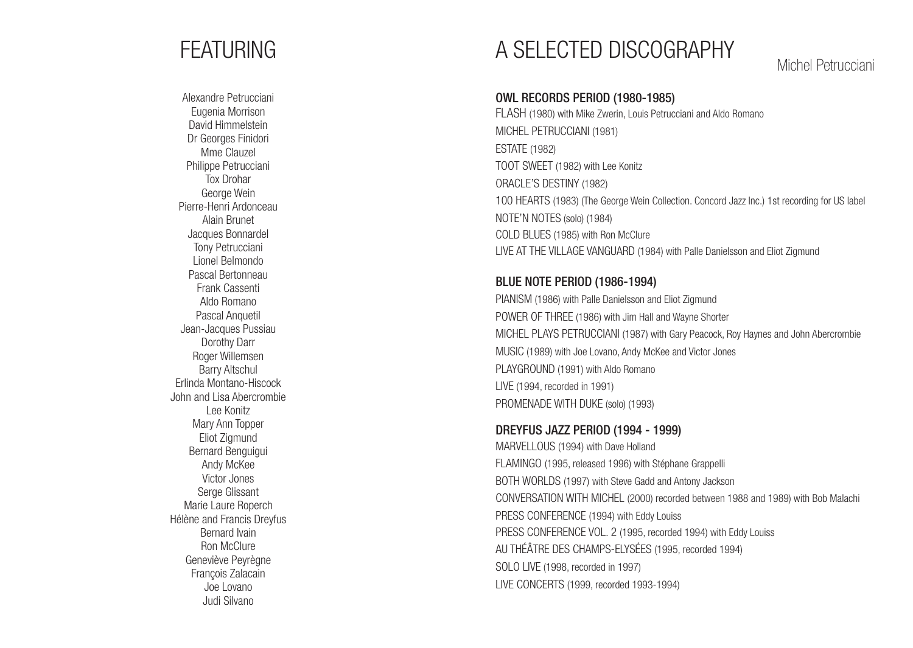# FEATURING

Alexandre Petrucciani
Eugenia Morrison
David Himmelstein
Dr Georges Finidori
Mme Clauzel
Philippe Petrucciani
Tox Drohar
George Wein
Pierre-Henri Ardonceau
Alain Brunet
Jacques Bonnardel
Tony Petrucciani
Lionel Belmondo
Pascal Bertonneau
Frank Cassenti
Aldo Romano
Pascal Anquetil
Jean-Jacques Pussiau
Dorothy Darr
Roger Willemsen
Barry Altschul
Erlinda Montano-Hiscock
John and Lisa Abercrombie
Lee Konitz
Mary Ann Topper
Eliot Zigmund
Bernard Benguigui
Andy McKee
Victor Jones
Serge Glissant
Marie Laure Roperch
Hélène and Francis Dreyfus
Bernard Ivain
Ron McClure
Geneviève Peyrègne
François Zalacain
Joe Lovano
Judi Silvano

# A SELECTED DISCOGRAPHY

Michel Petrucciani

## OWL RECORDS PERIOD (1980-1985)

FLASH (1980) with Mike Zwerin, Louis Petrucciani and Aldo Romano
MICHEL PETRUCCIANI (1981)
ESTATE (1982)
TOOT SWEET (1982) with Lee Konitz
ORACLE'S DESTINY (1982)
100 HEARTS (1983) (The George Wein Collection. Concord Jazz Inc.) 1st recording for US label
NOTE'N NOTES (solo) (1984)
COLD BLUES (1985) with Ron McClure
LIVE AT THE VILLAGE VANGUARD (1984) with Palle Danielsson and Eliot Zigmund

## BLUE NOTE PERIOD (1986-1994)

PIANISM (1986) with Palle Danielsson and Eliot Zigmund
POWER OF THREE (1986) with Jim Hall and Wayne Shorter
MICHEL PLAYS PETRUCCIANI (1987) with Gary Peacock, Roy Haynes and John Abercrombie
MUSIC (1989) with Joe Lovano, Andy McKee and Victor Jones
PLAYGROUND (1991) with Aldo Romano
LIVE (1994, recorded in 1991)
PROMENADE WITH DUKE (solo) (1993)

## DREYFUS JAZZ PERIOD (1994 - 1999)

MARVELLOUS (1994) with Dave Holland
FLAMINGO (1995, released 1996) with Stéphane Grappelli
BOTH WORLDS (1997) with Steve Gadd and Antony Jackson
CONVERSATION WITH MICHEL (2000) recorded between 1988 and 1989) with Bob Malachi
PRESS CONFERENCE (1994) with Eddy Louiss
PRESS CONFERENCE VOL. 2 (1995, recorded 1994) with Eddy Louiss
AU THÉÂTRE DES CHAMPS-ELYSÉES (1995, recorded 1994)
SOLO LIVE (1998, recorded in 1997)
LIVE CONCERTS (1999, recorded 1993-1994)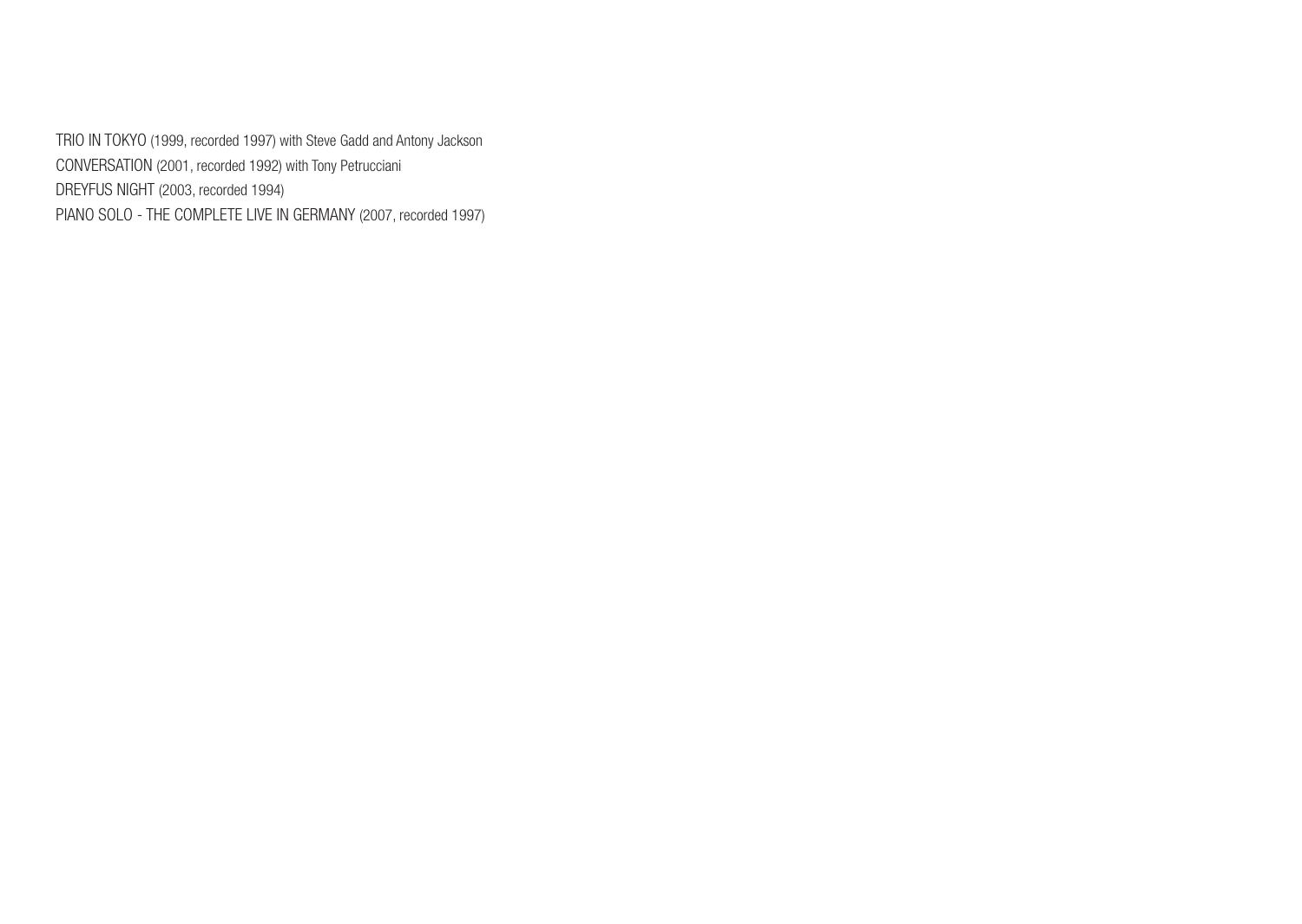TRIO IN TOKYO (1999, recorded 1997) with Steve Gadd and Antony Jackson
CONVERSATION (2001, recorded 1992) with Tony Petrucciani
DREYFUS NIGHT (2003, recorded 1994)
PIANO SOLO - THE COMPLETE LIVE IN GERMANY (2007, recorded 1997)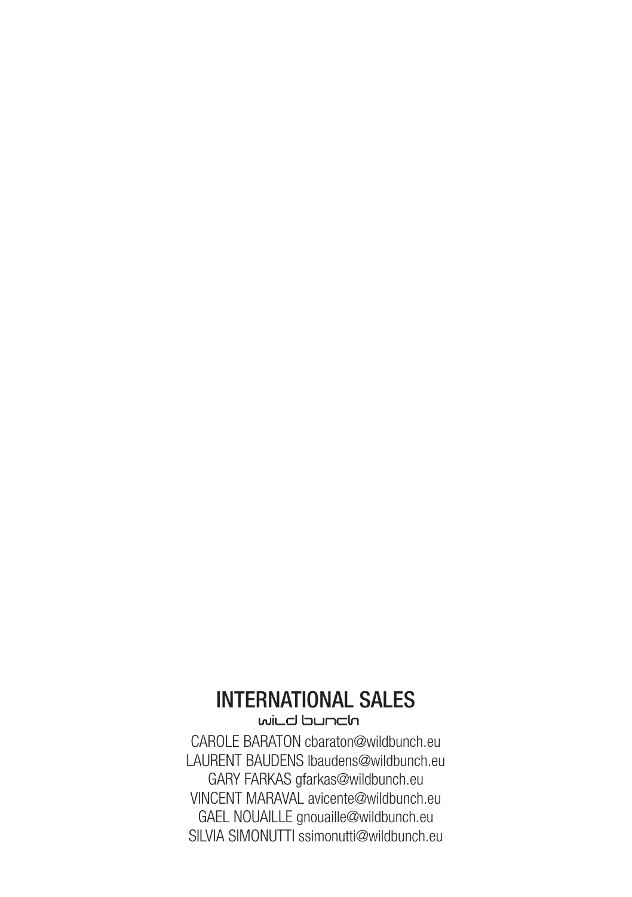## INTERNATIONAL SALES

wild bunch

CAROLE BARATON cbaraton@wildbunch.eu
LAURENT BAUDENS lbaudens@wildbunch.eu
GARY FARKAS gfarkas@wildbunch.eu
VINCENT MARAVAL avicente@wildbunch.eu
GAEL NOUAILLE gnouaille@wildbunch.eu
SILVIA SIMONUTTI ssimonutti@wildbunch.eu